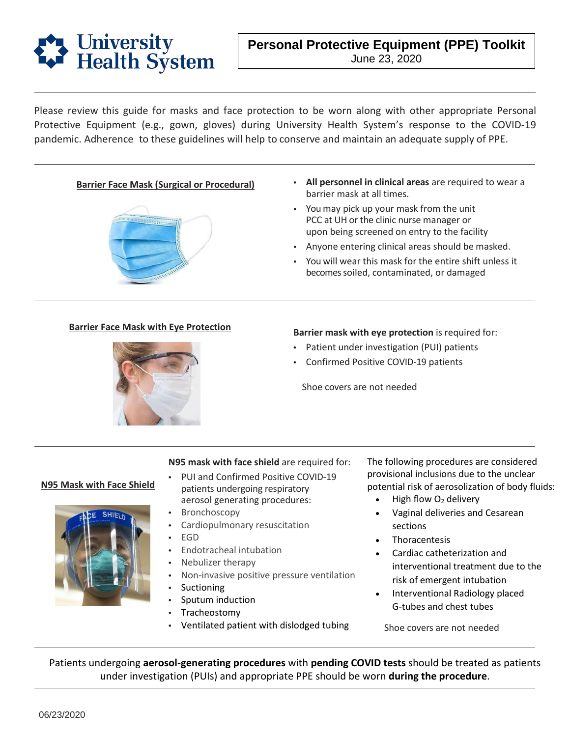University Health System

# Personal Protective Equipment (PPE) Toolkit

June 23, 2020

Please review this guide for masks and face protection to be worn along with other appropriate Personal Protective Equipment (e.g., gown, gloves) during University Health System's response to the COVID-19 pandemic. Adherence to these guidelines will help to conserve and maintain an adequate supply of PPE.

---

## Barrier Face Mask (Surgical or Procedural)

- **All personnel in clinical areas** are required to wear a barrier mask at all times.
- You may pick up your mask from the unit PCC at UH or the clinic nurse manager or upon being screened on entry to the facility
- Anyone entering clinical areas should be masked.
- You will wear this mask for the entire shift unless it becomes soiled, contaminated, or damaged

---

## Barrier Face Mask with Eye Protection

**Barrier mask with eye protection** is required for:

- Patient under investigation (PUI) patients
- Confirmed Positive COVID-19 patients

Shoe covers are not needed

---

## N95 Mask with Face Shield

**N95 mask with face shield** are required for:

- PUI and Confirmed Positive COVID-19 patients undergoing respiratory aerosol generating procedures:
- Bronchoscopy
- Cardiopulmonary resuscitation
- EGD
- Endotracheal intubation
- Nebulizer therapy
- Non-invasive positive pressure ventilation
- Suctioning
- Sputum induction
- Tracheostomy
- Ventilated patient with dislodged tubing

The following procedures are considered provisional inclusions due to the unclear potential risk of aerosolization of body fluids:

- High flow $O_2$ delivery
- Vaginal deliveries and Cesarean sections
- Thoracentesis
- Cardiac catheterization and interventional treatment due to the risk of emergent intubation
- Interventional Radiology placed G-tubes and chest tubes

Shoe covers are not needed

---

Patients undergoing **aerosol-generating procedures** with **pending COVID tests** should be treated as patients under investigation (PUIs) and appropriate PPE should be worn **during the procedure**.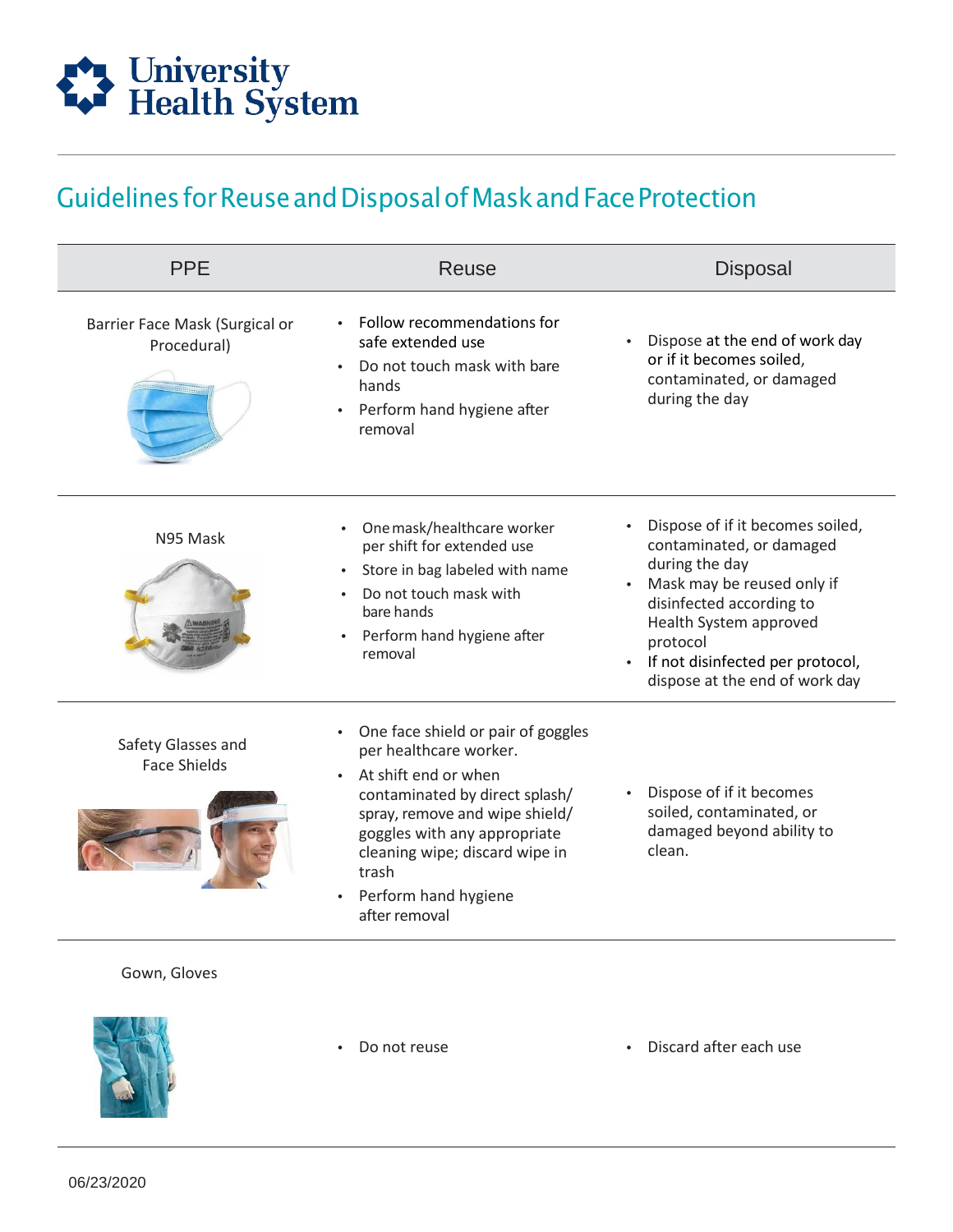University Health System

# Guidelines for Reuse and Disposal of Mask and Face Protection

| PPE | Reuse | Disposal |
| --- | --- | --- |
| Barrier Face Mask (Surgical or Procedural) | • Follow recommendations for safe extended use<br>• Do not touch mask with bare hands<br>• Perform hand hygiene after removal | • Dispose at the end of work day or if it becomes soiled, contaminated, or damaged during the day |
| N95 Mask | • One mask/healthcare worker per shift for extended use<br>• Store in bag labeled with name<br>• Do not touch mask with bare hands<br>• Perform hand hygiene after removal | • Dispose of if it becomes soiled, contaminated, or damaged during the day<br>• Mask may be reused only if disinfected according to Health System approved protocol<br>• If not disinfected per protocol, dispose at the end of work day |
| Safety Glasses and Face Shields | • One face shield or pair of goggles per healthcare worker.<br>• At shift end or when contaminated by direct splash/ spray, remove and wipe shield/ goggles with any appropriate cleaning wipe; discard wipe in trash<br>• Perform hand hygiene after removal | • Dispose of if it becomes soiled, contaminated, or damaged beyond ability to clean. |
| Gown, Gloves | • Do not reuse | • Discard after each use |

06/23/2020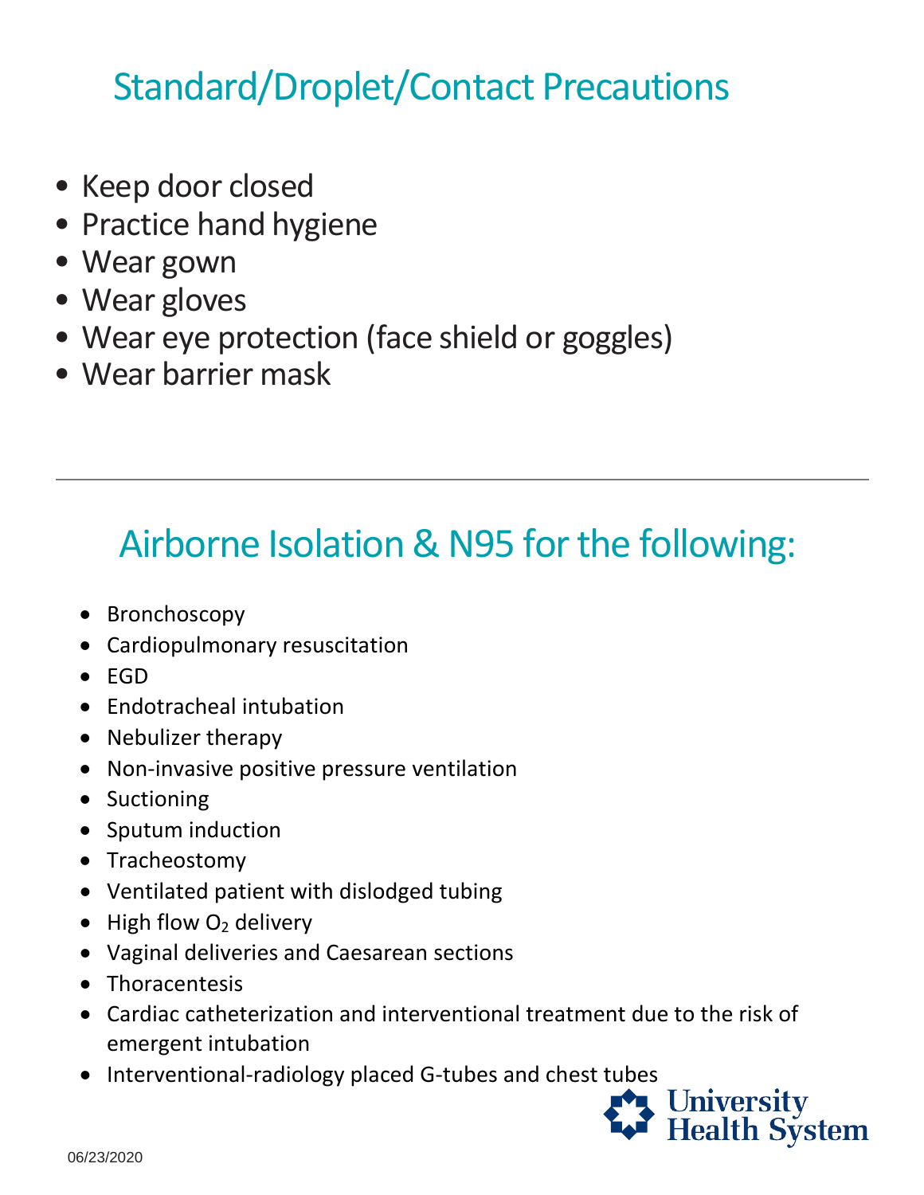# Standard/Droplet/Contact Precautions

- Keep door closed
- Practice hand hygiene
- Wear gown
- Wear gloves
- Wear eye protection (face shield or goggles)
- Wear barrier mask

---

# Airborne Isolation & N95 for the following:

- Bronchoscopy
- Cardiopulmonary resuscitation
- EGD
- Endotracheal intubation
- Nebulizer therapy
- Non-invasive positive pressure ventilation
- Suctioning
- Sputum induction
- Tracheostomy
- Ventilated patient with dislodged tubing
- High flow $O_2$ delivery
- Vaginal deliveries and Caesarean sections
- Thoracentesis
- Cardiac catheterization and interventional treatment due to the risk of emergent intubation
- Interventional-radiology placed G-tubes and chest tubes

University Health System

06/23/2020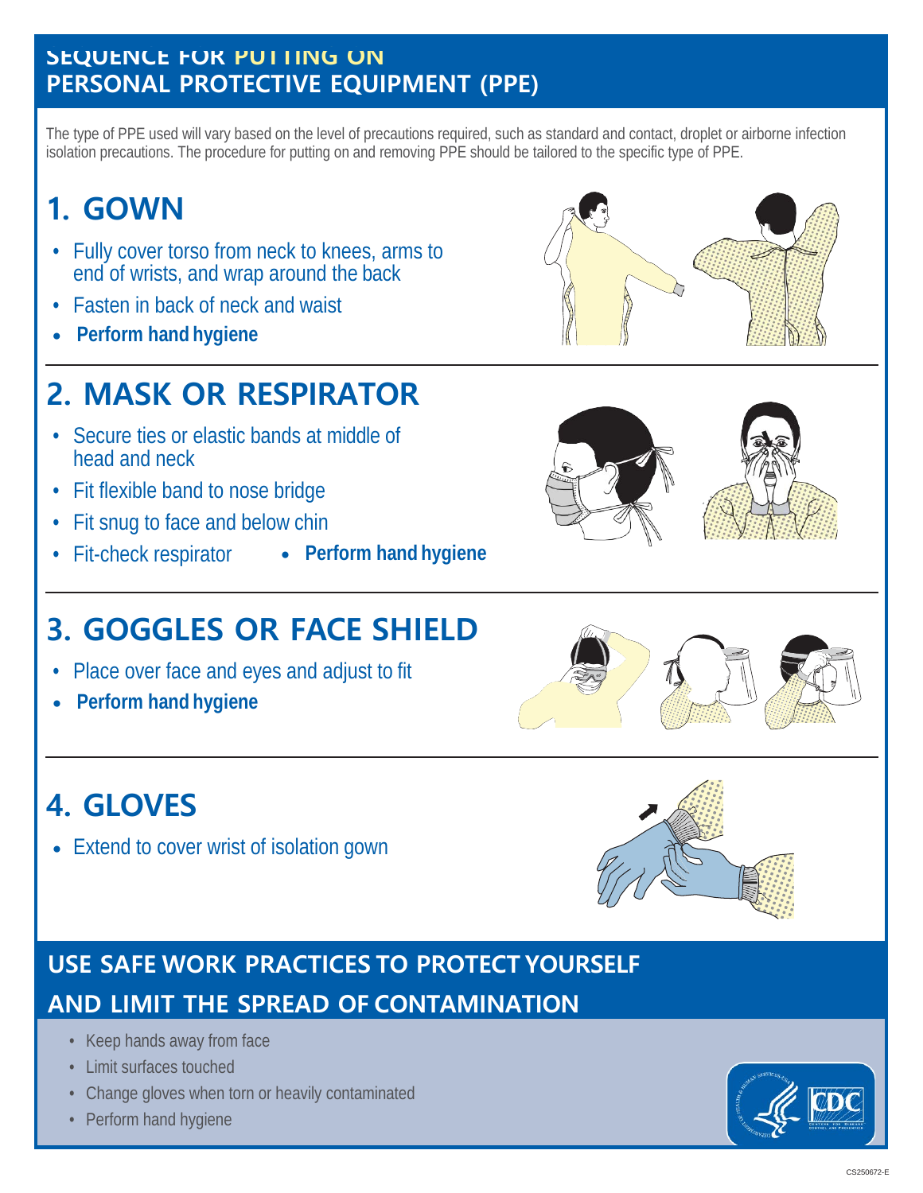# SEQUENCE FOR PUTTING ON PERSONAL PROTECTIVE EQUIPMENT (PPE)

The type of PPE used will vary based on the level of precautions required, such as standard and contact, droplet or airborne infection isolation precautions. The procedure for putting on and removing PPE should be tailored to the specific type of PPE.

## 1. GOWN

- Fully cover torso from neck to knees, arms to end of wrists, and wrap around the back
- Fasten in back of neck and waist
- **Perform hand hygiene**

## 2. MASK OR RESPIRATOR

- Secure ties or elastic bands at middle of head and neck
- Fit flexible band to nose bridge
- Fit snug to face and below chin
- Fit-check respirator
- **Perform hand hygiene**

## 3. GOGGLES OR FACE SHIELD

- Place over face and eyes and adjust to fit
- **Perform hand hygiene**

## 4. GLOVES

- Extend to cover wrist of isolation gown

## USE SAFE WORK PRACTICES TO PROTECT YOURSELF AND LIMIT THE SPREAD OF CONTAMINATION

- Keep hands away from face
- Limit surfaces touched
- Change gloves when torn or heavily contaminated
- Perform hand hygiene

CS250672-E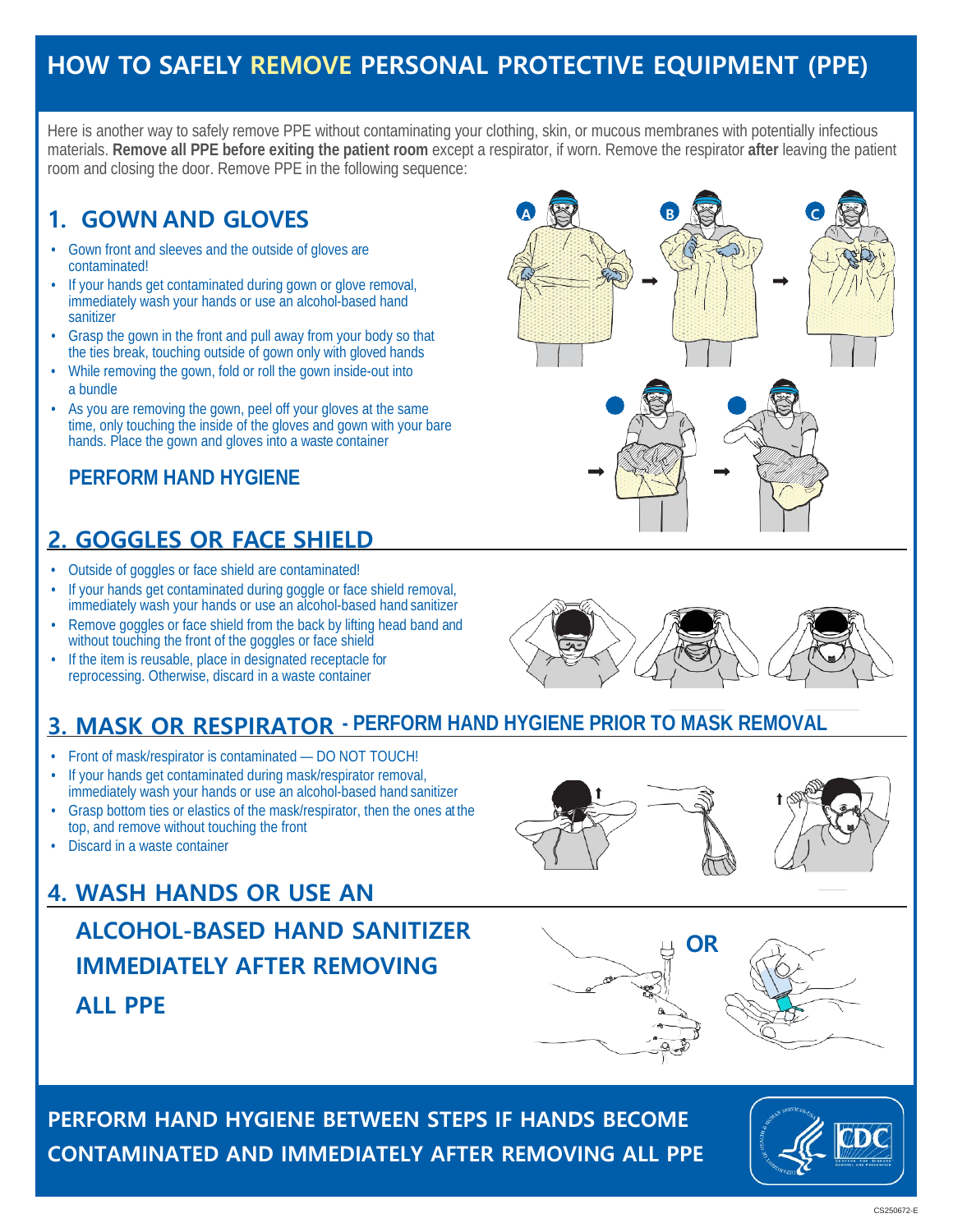# HOW TO SAFELY REMOVE PERSONAL PROTECTIVE EQUIPMENT (PPE)

Here is another way to safely remove PPE without contaminating your clothing, skin, or mucous membranes with potentially infectious materials. **Remove all PPE before exiting the patient room** except a respirator, if worn. Remove the respirator **after** leaving the patient room and closing the door. Remove PPE in the following sequence:

## 1. GOWN AND GLOVES

- Gown front and sleeves and the outside of gloves are contaminated!
- If your hands get contaminated during gown or glove removal, immediately wash your hands or use an alcohol-based hand sanitizer
- Grasp the gown in the front and pull away from your body so that the ties break, touching outside of gown only with gloved hands
- While removing the gown, fold or roll the gown inside-out into a bundle
- As you are removing the gown, peel off your gloves at the same time, only touching the inside of the gloves and gown with your bare hands. Place the gown and gloves into a waste container

### PERFORM HAND HYGIENE

A B C

## 2. GOGGLES OR FACE SHIELD

- Outside of goggles or face shield are contaminated!
- If your hands get contaminated during goggle or face shield removal, immediately wash your hands or use an alcohol-based hand sanitizer
- Remove goggles or face shield from the back by lifting head band and without touching the front of the goggles or face shield
- If the item is reusable, place in designated receptacle for reprocessing. Otherwise, discard in a waste container

## 3. MASK OR RESPIRATOR - PERFORM HAND HYGIENE PRIOR TO MASK REMOVAL

- Front of mask/respirator is contaminated — DO NOT TOUCH!
- If your hands get contaminated during mask/respirator removal, immediately wash your hands or use an alcohol-based hand sanitizer
- Grasp bottom ties or elastics of the mask/respirator, then the ones at the top, and remove without touching the front
- Discard in a waste container

## 4. WASH HANDS OR USE AN ALCOHOL-BASED HAND SANITIZER IMMEDIATELY AFTER REMOVING ALL PPE

OR

**PERFORM HAND HYGIENE BETWEEN STEPS IF HANDS BECOME CONTAMINATED AND IMMEDIATELY AFTER REMOVING ALL PPE**

CS250672-E